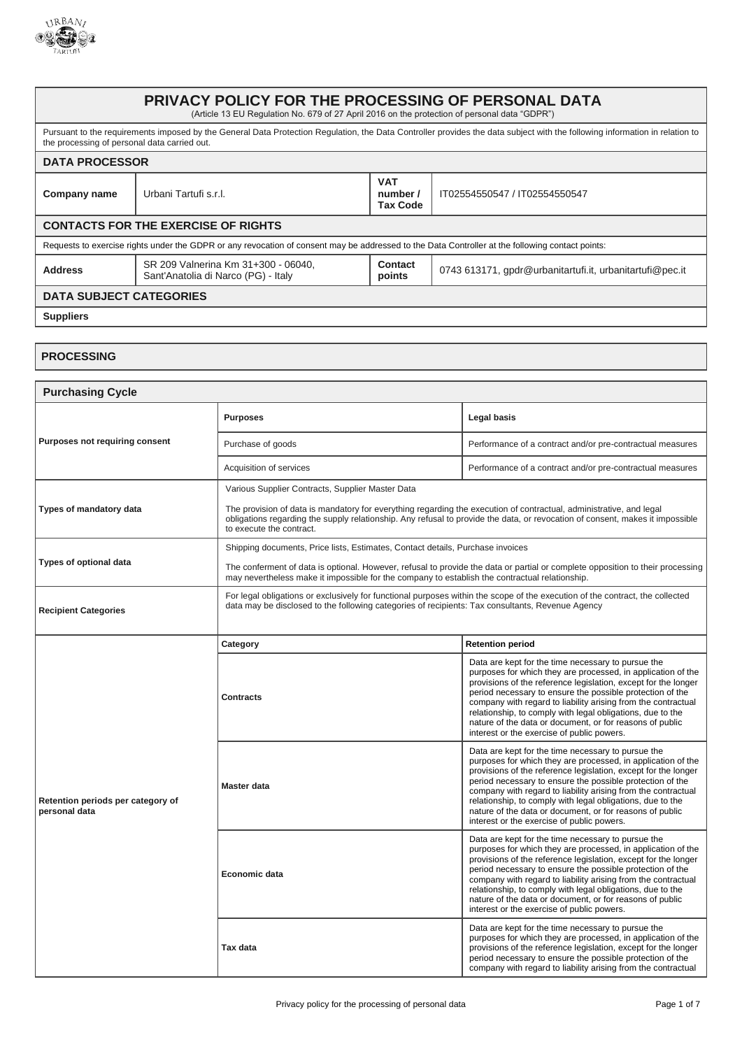# PRIVACY POLICY FOR THE PROCESSING OF PERSONAL DATA

(Article 13 EU Regulation No. 679 of 27 April 2016 on the protection of personal data "GDPR")

Pursuant to the requirements imposed by the General Data Protection Regulation, the Data Controller provides the data subject with the following information in relation to the processing of personal data carried out.

## DATA PROCESSOR

| Company name | Urbani Tartufi s.r.l. | VAT number / Tax Code | IT02554550547 / IT02554550547 |
|---|---|---|---|

## CONTACTS FOR THE EXERCISE OF RIGHTS

Requests to exercise rights under the GDPR or any revocation of consent may be addressed to the Data Controller at the following contact points:

| Address | SR 209 Valnerina Km 31+300 - 06040, Sant'Anatolia di Narco (PG) - Italy | Contact points | 0743 613171, gpdr@urbanitartufi.it, urbanitartufi@pec.it |
|---|---|---|---|

## DATA SUBJECT CATEGORIES

**Suppliers**

## PROCESSING

### Purchasing Cycle

| | | |
|---|---|---|
| **Purposes not requiring consent** | **Purposes** | **Legal basis** |
| | Purchase of goods | Performance of a contract and/or pre-contractual measures |
| | Acquisition of services | Performance of a contract and/or pre-contractual measures |
| **Types of mandatory data** | Various Supplier Contracts, Supplier Master Data<br><br>The provision of data is mandatory for everything regarding the execution of contractual, administrative, and legal obligations regarding the supply relationship. Any refusal to provide the data, or revocation of consent, makes it impossible to execute the contract. | |
| **Types of optional data** | Shipping documents, Price lists, Estimates, Contact details, Purchase invoices<br><br>The conferment of data is optional. However, refusal to provide the data or partial or complete opposition to their processing may nevertheless make it impossible for the company to establish the contractual relationship. | |
| **Recipient Categories** | For legal obligations or exclusively for functional purposes within the scope of the execution of the contract, the collected data may be disclosed to the following categories of recipients: Tax consultants, Revenue Agency | |
| **Retention periods per category of personal data** | **Category** | **Retention period** |
| | **Contracts** | Data are kept for the time necessary to pursue the purposes for which they are processed, in application of the provisions of the reference legislation, except for the longer period necessary to ensure the possible protection of the company with regard to liability arising from the contractual relationship, to comply with legal obligations, due to the nature of the data or document, or for reasons of public interest or the exercise of public powers. |
| | **Master data** | Data are kept for the time necessary to pursue the purposes for which they are processed, in application of the provisions of the reference legislation, except for the longer period necessary to ensure the possible protection of the company with regard to liability arising from the contractual relationship, to comply with legal obligations, due to the nature of the data or document, or for reasons of public interest or the exercise of public powers. |
| | **Economic data** | Data are kept for the time necessary to pursue the purposes for which they are processed, in application of the provisions of the reference legislation, except for the longer period necessary to ensure the possible protection of the company with regard to liability arising from the contractual relationship, to comply with legal obligations, due to the nature of the data or document, or for reasons of public interest or the exercise of public powers. |
| | **Tax data** | Data are kept for the time necessary to pursue the purposes for which they are processed, in application of the provisions of the reference legislation, except for the longer period necessary to ensure the possible protection of the company with regard to liability arising from the contractual |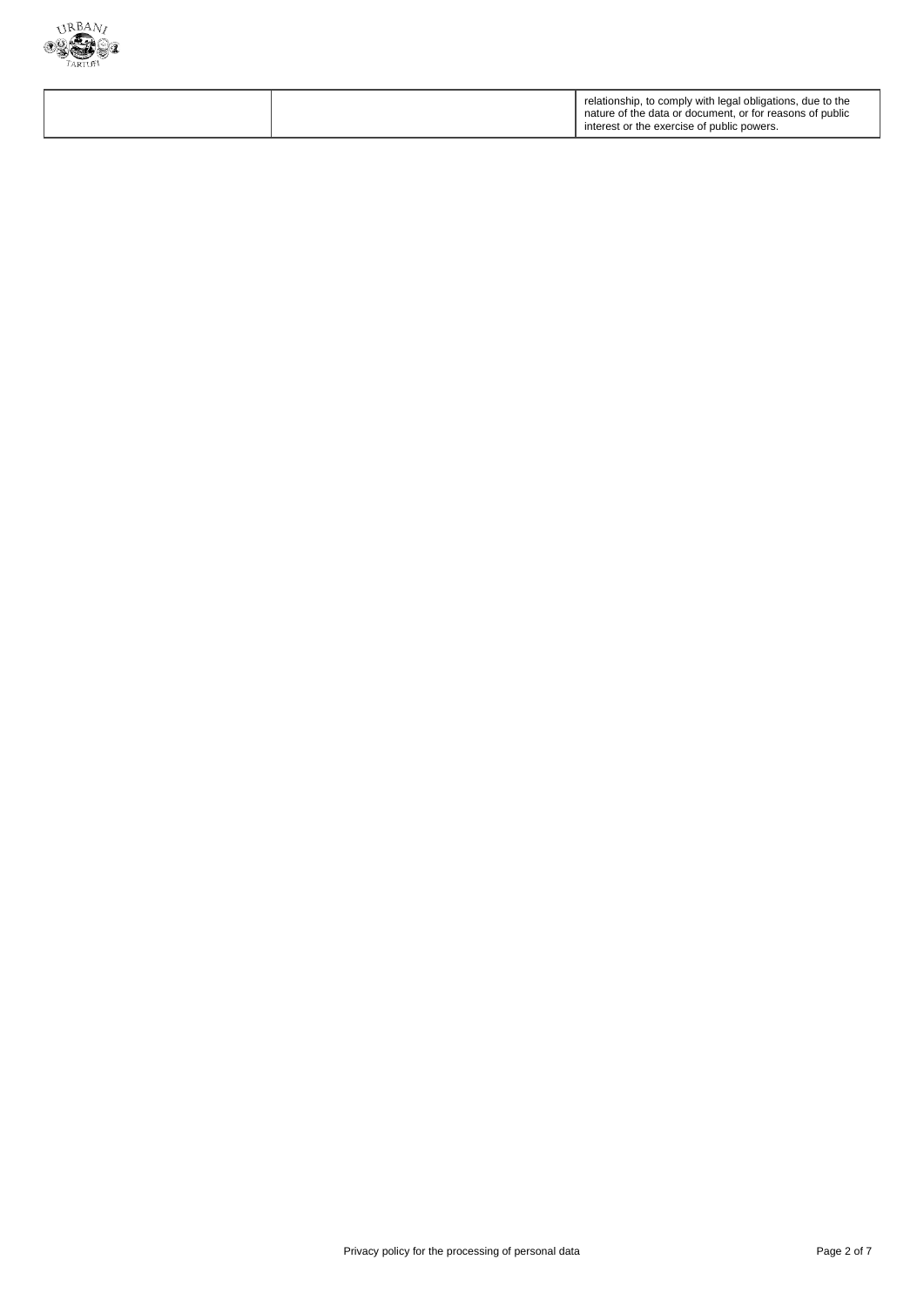|  |  | relationship, to comply with legal obligations, due to the nature of the data or document, or for reasons of public interest or the exercise of public powers. |
|---|---|---|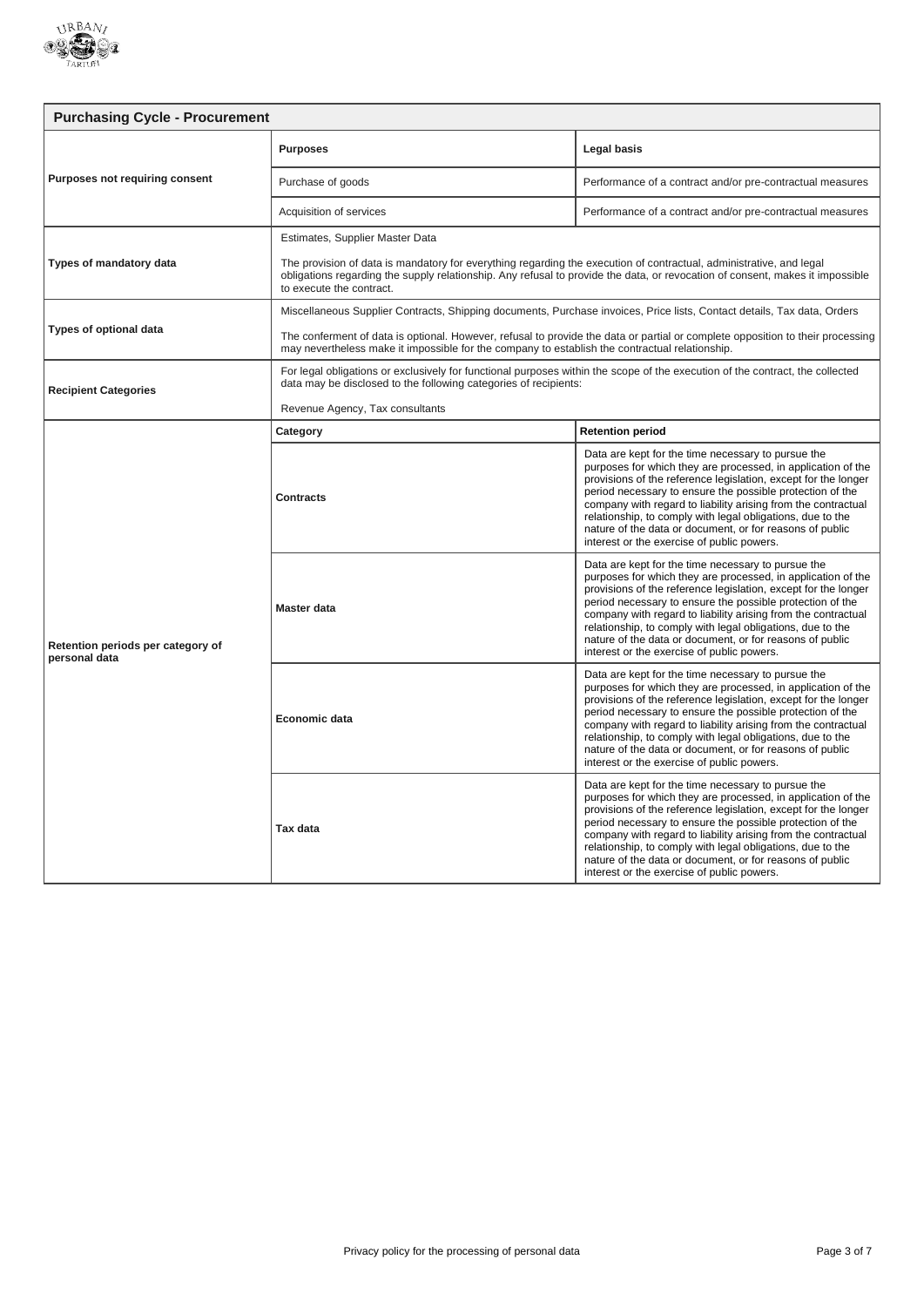## Purchasing Cycle - Procurement

| | | |
|---|---|---|
| **Purposes not requiring consent** | **Purposes** | **Legal basis** |
| | Purchase of goods | Performance of a contract and/or pre-contractual measures |
| | Acquisition of services | Performance of a contract and/or pre-contractual measures |
| **Types of mandatory data** | Estimates, Supplier Master Data<br><br>The provision of data is mandatory for everything regarding the execution of contractual, administrative, and legal obligations regarding the supply relationship. Any refusal to provide the data, or revocation of consent, makes it impossible to execute the contract. | |
| **Types of optional data** | Miscellaneous Supplier Contracts, Shipping documents, Purchase invoices, Price lists, Contact details, Tax data, Orders<br><br>The conferment of data is optional. However, refusal to provide the data or partial or complete opposition to their processing may nevertheless make it impossible for the company to establish the contractual relationship. | |
| **Recipient Categories** | For legal obligations or exclusively for functional purposes within the scope of the execution of the contract, the collected data may be disclosed to the following categories of recipients:<br><br>Revenue Agency, Tax consultants | |
| **Retention periods per category of personal data** | **Category** | **Retention period** |
| | **Contracts** | Data are kept for the time necessary to pursue the purposes for which they are processed, in application of the provisions of the reference legislation, except for the longer period necessary to ensure the possible protection of the company with regard to liability arising from the contractual relationship, to comply with legal obligations, due to the nature of the data or document, or for reasons of public interest or the exercise of public powers. |
| | **Master data** | Data are kept for the time necessary to pursue the purposes for which they are processed, in application of the provisions of the reference legislation, except for the longer period necessary to ensure the possible protection of the company with regard to liability arising from the contractual relationship, to comply with legal obligations, due to the nature of the data or document, or for reasons of public interest or the exercise of public powers. |
| | **Economic data** | Data are kept for the time necessary to pursue the purposes for which they are processed, in application of the provisions of the reference legislation, except for the longer period necessary to ensure the possible protection of the company with regard to liability arising from the contractual relationship, to comply with legal obligations, due to the nature of the data or document, or for reasons of public interest or the exercise of public powers. |
| | **Tax data** | Data are kept for the time necessary to pursue the purposes for which they are processed, in application of the provisions of the reference legislation, except for the longer period necessary to ensure the possible protection of the company with regard to liability arising from the contractual relationship, to comply with legal obligations, due to the nature of the data or document, or for reasons of public interest or the exercise of public powers. |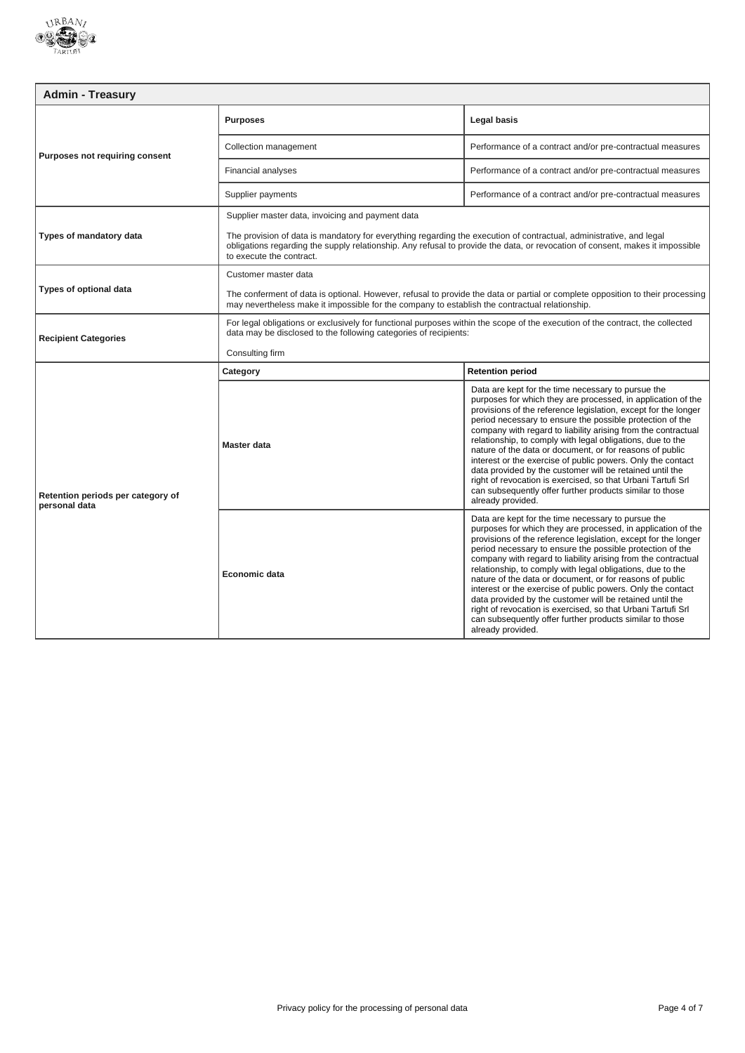## Admin - Treasury

| | | |
|---|---|---|
| **Purposes not requiring consent** | **Purposes** | **Legal basis** |
| | Collection management | Performance of a contract and/or pre-contractual measures |
| | Financial analyses | Performance of a contract and/or pre-contractual measures |
| | Supplier payments | Performance of a contract and/or pre-contractual measures |
| **Types of mandatory data** | Supplier master data, invoicing and payment data<br><br>The provision of data is mandatory for everything regarding the execution of contractual, administrative, and legal obligations regarding the supply relationship. Any refusal to provide the data, or revocation of consent, makes it impossible to execute the contract. | |
| **Types of optional data** | Customer master data<br><br>The conferment of data is optional. However, refusal to provide the data or partial or complete opposition to their processing may nevertheless make it impossible for the company to establish the contractual relationship. | |
| **Recipient Categories** | For legal obligations or exclusively for functional purposes within the scope of the execution of the contract, the collected data may be disclosed to the following categories of recipients:<br><br>Consulting firm | |
| **Retention periods per category of personal data** | **Category** | **Retention period** |
| | **Master data** | Data are kept for the time necessary to pursue the purposes for which they are processed, in application of the provisions of the reference legislation, except for the longer period necessary to ensure the possible protection of the company with regard to liability arising from the contractual relationship, to comply with legal obligations, due to the nature of the data or document, or for reasons of public interest or the exercise of public powers. Only the contact data provided by the customer will be retained until the right of revocation is exercised, so that Urbani Tartufi Srl can subsequently offer further products similar to those already provided. |
| | **Economic data** | Data are kept for the time necessary to pursue the purposes for which they are processed, in application of the provisions of the reference legislation, except for the longer period necessary to ensure the possible protection of the company with regard to liability arising from the contractual relationship, to comply with legal obligations, due to the nature of the data or document, or for reasons of public interest or the exercise of public powers. Only the contact data provided by the customer will be retained until the right of revocation is exercised, so that Urbani Tartufi Srl can subsequently offer further products similar to those already provided. |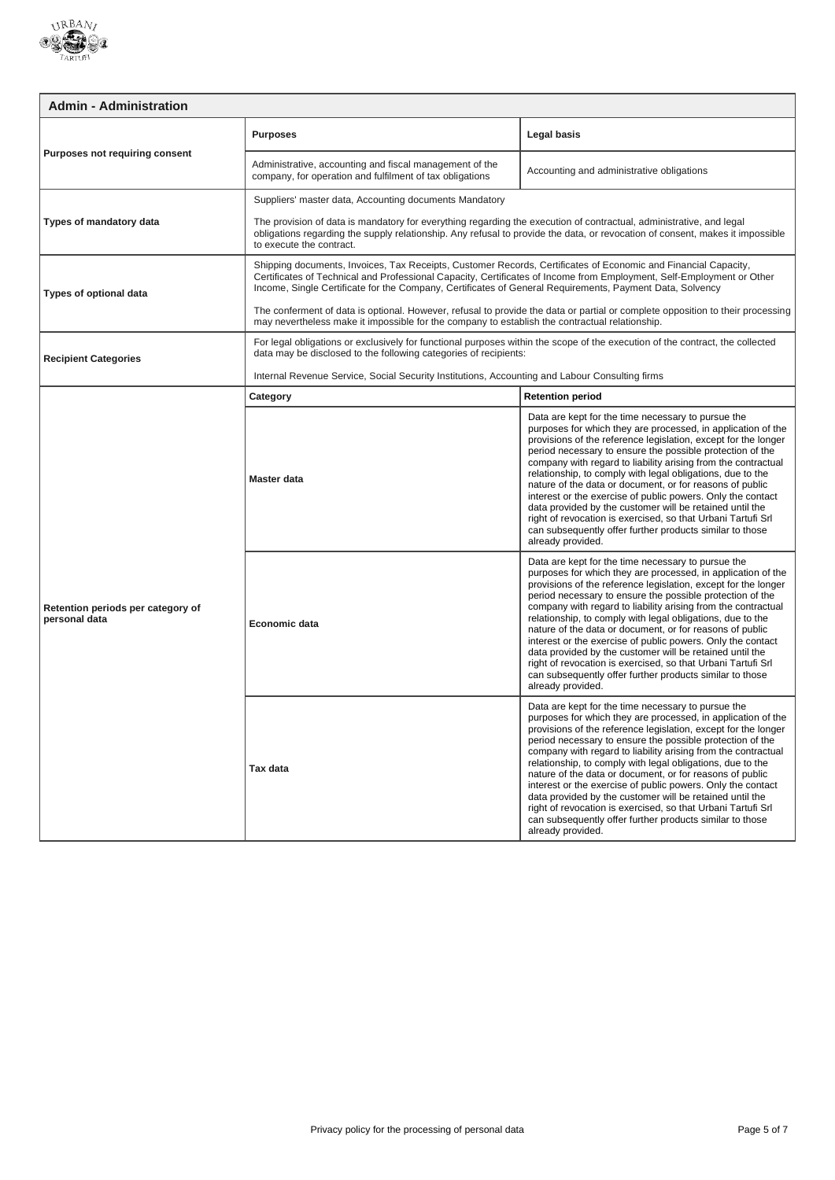| Admin - Administration | | |
|---|---|---|
| Purposes not requiring consent | **Purposes** | **Legal basis** |
| | Administrative, accounting and fiscal management of the company, for operation and fulfilment of tax obligations | Accounting and administrative obligations |
| Types of mandatory data | Suppliers' master data, Accounting documents Mandatory<br><br>The provision of data is mandatory for everything regarding the execution of contractual, administrative, and legal obligations regarding the supply relationship. Any refusal to provide the data, or revocation of consent, makes it impossible to execute the contract. | |
| Types of optional data | Shipping documents, Invoices, Tax Receipts, Customer Records, Certificates of Economic and Financial Capacity, Certificates of Technical and Professional Capacity, Certificates of Income from Employment, Self-Employment or Other Income, Single Certificate for the Company, Certificates of General Requirements, Payment Data, Solvency<br><br>The conferment of data is optional. However, refusal to provide the data or partial or complete opposition to their processing may nevertheless make it impossible for the company to establish the contractual relationship. | |
| Recipient Categories | For legal obligations or exclusively for functional purposes within the scope of the execution of the contract, the collected data may be disclosed to the following categories of recipients:<br><br>Internal Revenue Service, Social Security Institutions, Accounting and Labour Consulting firms | |
| Retention periods per category of personal data | **Category** | **Retention period** |
| | **Master data** | Data are kept for the time necessary to pursue the purposes for which they are processed, in application of the provisions of the reference legislation, except for the longer period necessary to ensure the possible protection of the company with regard to liability arising from the contractual relationship, to comply with legal obligations, due to the nature of the data or document, or for reasons of public interest or the exercise of public powers. Only the contact data provided by the customer will be retained until the right of revocation is exercised, so that Urbani Tartufi Srl can subsequently offer further products similar to those already provided. |
| | **Economic data** | Data are kept for the time necessary to pursue the purposes for which they are processed, in application of the provisions of the reference legislation, except for the longer period necessary to ensure the possible protection of the company with regard to liability arising from the contractual relationship, to comply with legal obligations, due to the nature of the data or document, or for reasons of public interest or the exercise of public powers. Only the contact data provided by the customer will be retained until the right of revocation is exercised, so that Urbani Tartufi Srl can subsequently offer further products similar to those already provided. |
| | **Tax data** | Data are kept for the time necessary to pursue the purposes for which they are processed, in application of the provisions of the reference legislation, except for the longer period necessary to ensure the possible protection of the company with regard to liability arising from the contractual relationship, to comply with legal obligations, due to the nature of the data or document, or for reasons of public interest or the exercise of public powers. Only the contact data provided by the customer will be retained until the right of revocation is exercised, so that Urbani Tartufi Srl can subsequently offer further products similar to those already provided. |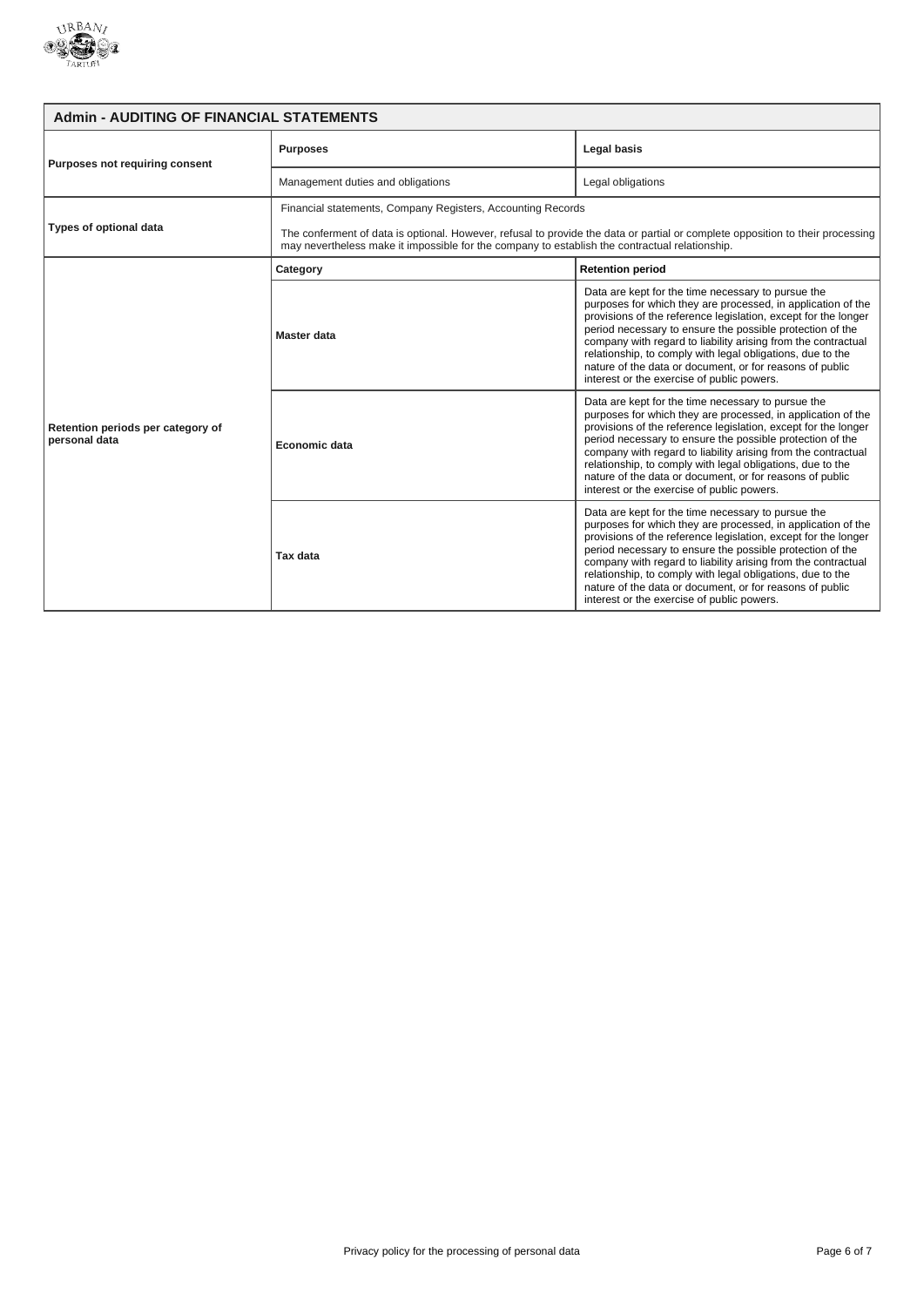## Admin - AUDITING OF FINANCIAL STATEMENTS

| | | |
|---|---|---|
| **Purposes not requiring consent** | **Purposes** | **Legal basis** |
| | Management duties and obligations | Legal obligations |
| **Types of optional data** | Financial statements, Company Registers, Accounting Records<br><br>The conferment of data is optional. However, refusal to provide the data or partial or complete opposition to their processing may nevertheless make it impossible for the company to establish the contractual relationship. | |
| **Retention periods per category of personal data** | **Category** | **Retention period** |
| | **Master data** | Data are kept for the time necessary to pursue the purposes for which they are processed, in application of the provisions of the reference legislation, except for the longer period necessary to ensure the possible protection of the company with regard to liability arising from the contractual relationship, to comply with legal obligations, due to the nature of the data or document, or for reasons of public interest or the exercise of public powers. |
| | **Economic data** | Data are kept for the time necessary to pursue the purposes for which they are processed, in application of the provisions of the reference legislation, except for the longer period necessary to ensure the possible protection of the company with regard to liability arising from the contractual relationship, to comply with legal obligations, due to the nature of the data or document, or for reasons of public interest or the exercise of public powers. |
| | **Tax data** | Data are kept for the time necessary to pursue the purposes for which they are processed, in application of the provisions of the reference legislation, except for the longer period necessary to ensure the possible protection of the company with regard to liability arising from the contractual relationship, to comply with legal obligations, due to the nature of the data or document, or for reasons of public interest or the exercise of public powers. |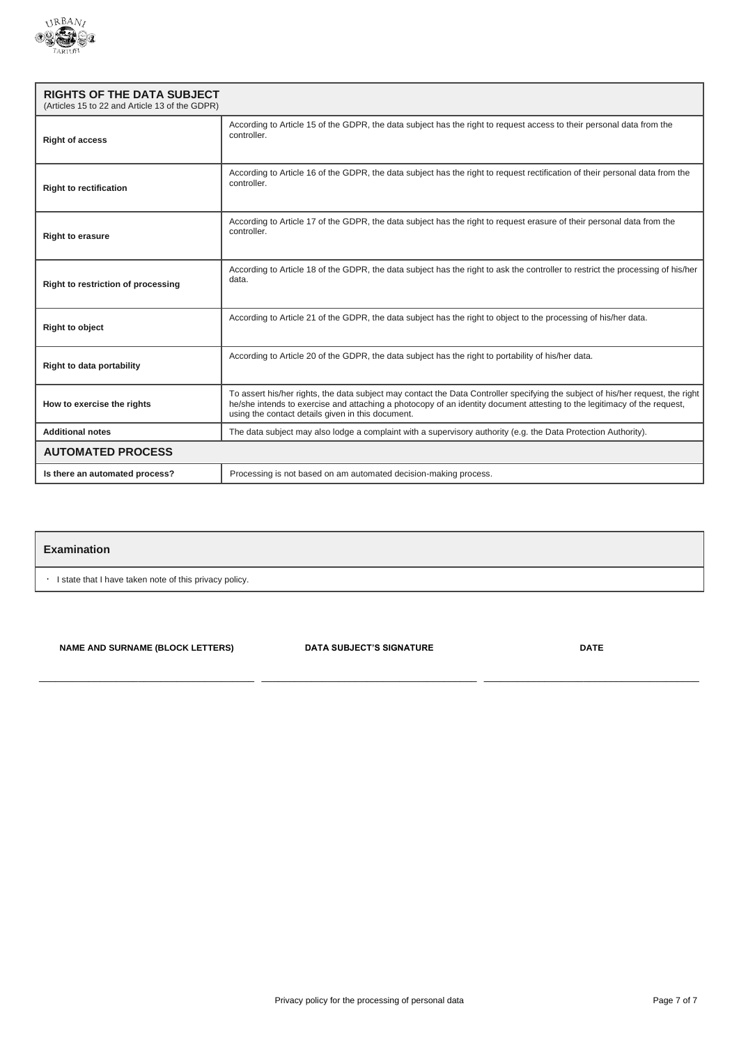| **RIGHTS OF THE DATA SUBJECT**<br>(Articles 15 to 22 and Article 13 of the GDPR) | |
|---|---|
| **Right of access** | According to Article 15 of the GDPR, the data subject has the right to request access to their personal data from the controller. |
| **Right to rectification** | According to Article 16 of the GDPR, the data subject has the right to request rectification of their personal data from the controller. |
| **Right to erasure** | According to Article 17 of the GDPR, the data subject has the right to request erasure of their personal data from the controller. |
| **Right to restriction of processing** | According to Article 18 of the GDPR, the data subject has the right to ask the controller to restrict the processing of his/her data. |
| **Right to object** | According to Article 21 of the GDPR, the data subject has the right to object to the processing of his/her data. |
| **Right to data portability** | According to Article 20 of the GDPR, the data subject has the right to portability of his/her data. |
| **How to exercise the rights** | To assert his/her rights, the data subject may contact the Data Controller specifying the subject of his/her request, the right he/she intends to exercise and attaching a photocopy of an identity document attesting to the legitimacy of the request, using the contact details given in this document. |
| **Additional notes** | The data subject may also lodge a complaint with a supervisory authority (e.g. the Data Protection Authority). |
| **AUTOMATED PROCESS** | |
| **Is there an automated process?** | Processing is not based on am automated decision-making process. |

## Examination

- I state that I have taken note of this privacy policy.

| **NAME AND SURNAME (BLOCK LETTERS)** | **DATA SUBJECT'S SIGNATURE** | **DATE** |
|---|---|---|
| ______________________ | ______________________ | ______________________ |